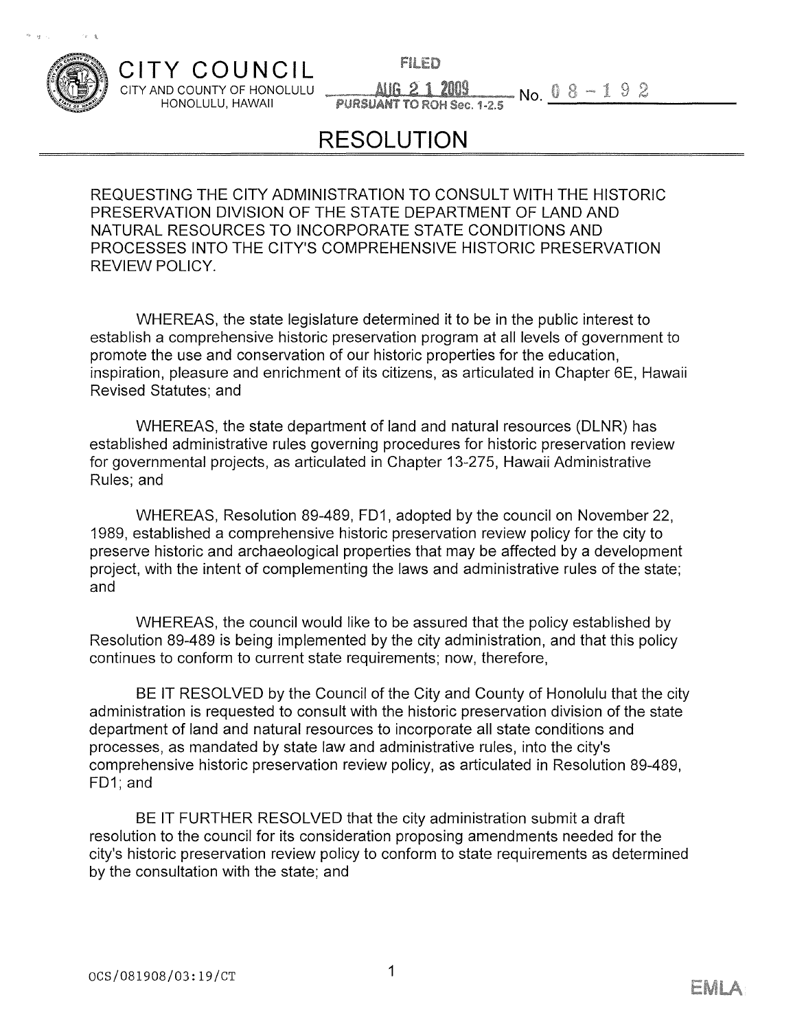CITY COUNCIL
CITY AND COUNTY OF HONOLULU
HONOLULU, HAWAII

FILED
AUG 21 2008
PURSUANT TO ROH Sec. 1-2.5

No. 08-192

# RESOLUTION

REQUESTING THE CITY ADMINISTRATION TO CONSULT WITH THE HISTORIC PRESERVATION DIVISION OF THE STATE DEPARTMENT OF LAND AND NATURAL RESOURCES TO INCORPORATE STATE CONDITIONS AND PROCESSES INTO THE CITY'S COMPREHENSIVE HISTORIC PRESERVATION REVIEW POLICY.

WHEREAS, the state legislature determined it to be in the public interest to establish a comprehensive historic preservation program at all levels of government to promote the use and conservation of our historic properties for the education, inspiration, pleasure and enrichment of its citizens, as articulated in Chapter 6E, Hawaii Revised Statutes; and

WHEREAS, the state department of land and natural resources (DLNR) has established administrative rules governing procedures for historic preservation review for governmental projects, as articulated in Chapter 13-275, Hawaii Administrative Rules; and

WHEREAS, Resolution 89-489, FD1, adopted by the council on November 22, 1989, established a comprehensive historic preservation review policy for the city to preserve historic and archaeological properties that may be affected by a development project, with the intent of complementing the laws and administrative rules of the state; and

WHEREAS, the council would like to be assured that the policy established by Resolution 89-489 is being implemented by the city administration, and that this policy continues to conform to current state requirements; now, therefore,

BE IT RESOLVED by the Council of the City and County of Honolulu that the city administration is requested to consult with the historic preservation division of the state department of land and natural resources to incorporate all state conditions and processes, as mandated by state law and administrative rules, into the city's comprehensive historic preservation review policy, as articulated in Resolution 89-489, FD1; and

BE IT FURTHER RESOLVED that the city administration submit a draft resolution to the council for its consideration proposing amendments needed for the city's historic preservation review policy to conform to state requirements as determined by the consultation with the state; and

OCS/081908/03:19/CT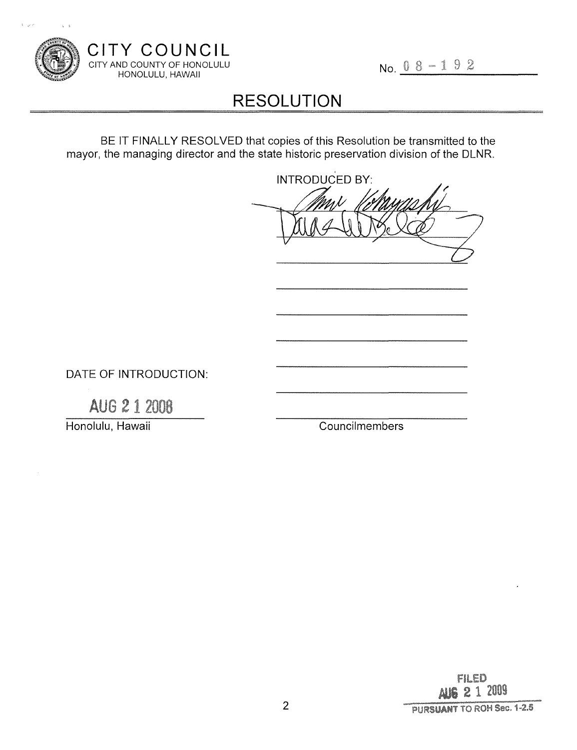CITY COUNCIL
CITY AND COUNTY OF HONOLULU
HONOLULU, HAWAII

No. 08-192

# RESOLUTION

BE IT FINALLY RESOLVED that copies of this Resolution be transmitted to the mayor, the managing director and the state historic preservation division of the DLNR.

INTRODUCED BY:

DATE OF INTRODUCTION:

AUG 21 2008

Honolulu, Hawaii

Councilmembers

FILED
AUG 21 2009
PURSUANT TO ROH Sec. 1-2.5